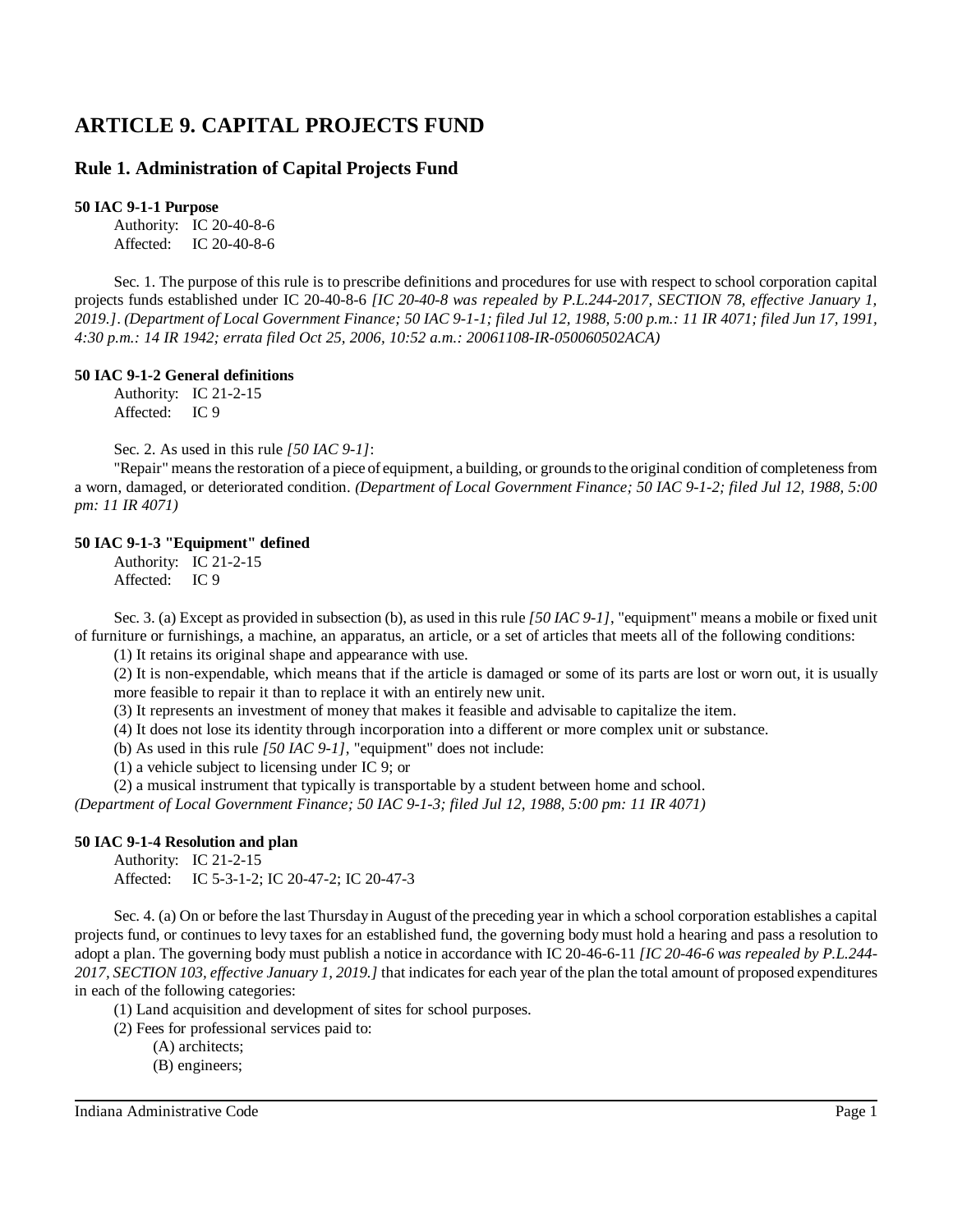# ARTICLE 9. CAPITAL PROJECTS FUND

## Rule 1. Administration of Capital Projects Fund

**50 IAC 9-1-1 Purpose**

Authority: IC 20-40-8-6
Affected: IC 20-40-8-6

Sec. 1. The purpose of this rule is to prescribe definitions and procedures for use with respect to school corporation capital projects funds established under IC 20-40-8-6 *[IC 20-40-8 was repealed by P.L.244-2017, SECTION 78, effective January 1, 2019.]*. *(Department of Local Government Finance; 50 IAC 9-1-1; filed Jul 12, 1988, 5:00 p.m.: 11 IR 4071; filed Jun 17, 1991, 4:30 p.m.: 14 IR 1942; errata filed Oct 25, 2006, 10:52 a.m.: 20061108-IR-050060502ACA)*

**50 IAC 9-1-2 General definitions**

Authority: IC 21-2-15
Affected: IC 9

Sec. 2. As used in this rule *[50 IAC 9-1]*:

"Repair" means the restoration of a piece of equipment, a building, or grounds to the original condition of completeness from a worn, damaged, or deteriorated condition. *(Department of Local Government Finance; 50 IAC 9-1-2; filed Jul 12, 1988, 5:00 pm: 11 IR 4071)*

**50 IAC 9-1-3 "Equipment" defined**

Authority: IC 21-2-15
Affected: IC 9

Sec. 3. (a) Except as provided in subsection (b), as used in this rule *[50 IAC 9-1]*, "equipment" means a mobile or fixed unit of furniture or furnishings, a machine, an apparatus, an article, or a set of articles that meets all of the following conditions:

(1) It retains its original shape and appearance with use.

(2) It is non-expendable, which means that if the article is damaged or some of its parts are lost or worn out, it is usually more feasible to repair it than to replace it with an entirely new unit.

(3) It represents an investment of money that makes it feasible and advisable to capitalize the item.

(4) It does not lose its identity through incorporation into a different or more complex unit or substance.

(b) As used in this rule *[50 IAC 9-1]*, "equipment" does not include:

(1) a vehicle subject to licensing under IC 9; or

(2) a musical instrument that typically is transportable by a student between home and school.

*(Department of Local Government Finance; 50 IAC 9-1-3; filed Jul 12, 1988, 5:00 pm: 11 IR 4071)*

**50 IAC 9-1-4 Resolution and plan**

Authority: IC 21-2-15
Affected: IC 5-3-1-2; IC 20-47-2; IC 20-47-3

Sec. 4. (a) On or before the last Thursday in August of the preceding year in which a school corporation establishes a capital projects fund, or continues to levy taxes for an established fund, the governing body must hold a hearing and pass a resolution to adopt a plan. The governing body must publish a notice in accordance with IC 20-46-6-11 *[IC 20-46-6 was repealed by P.L.244-2017, SECTION 103, effective January 1, 2019.]* that indicates for each year of the plan the total amount of proposed expenditures in each of the following categories:

(1) Land acquisition and development of sites for school purposes.

(2) Fees for professional services paid to:

(A) architects;

(B) engineers;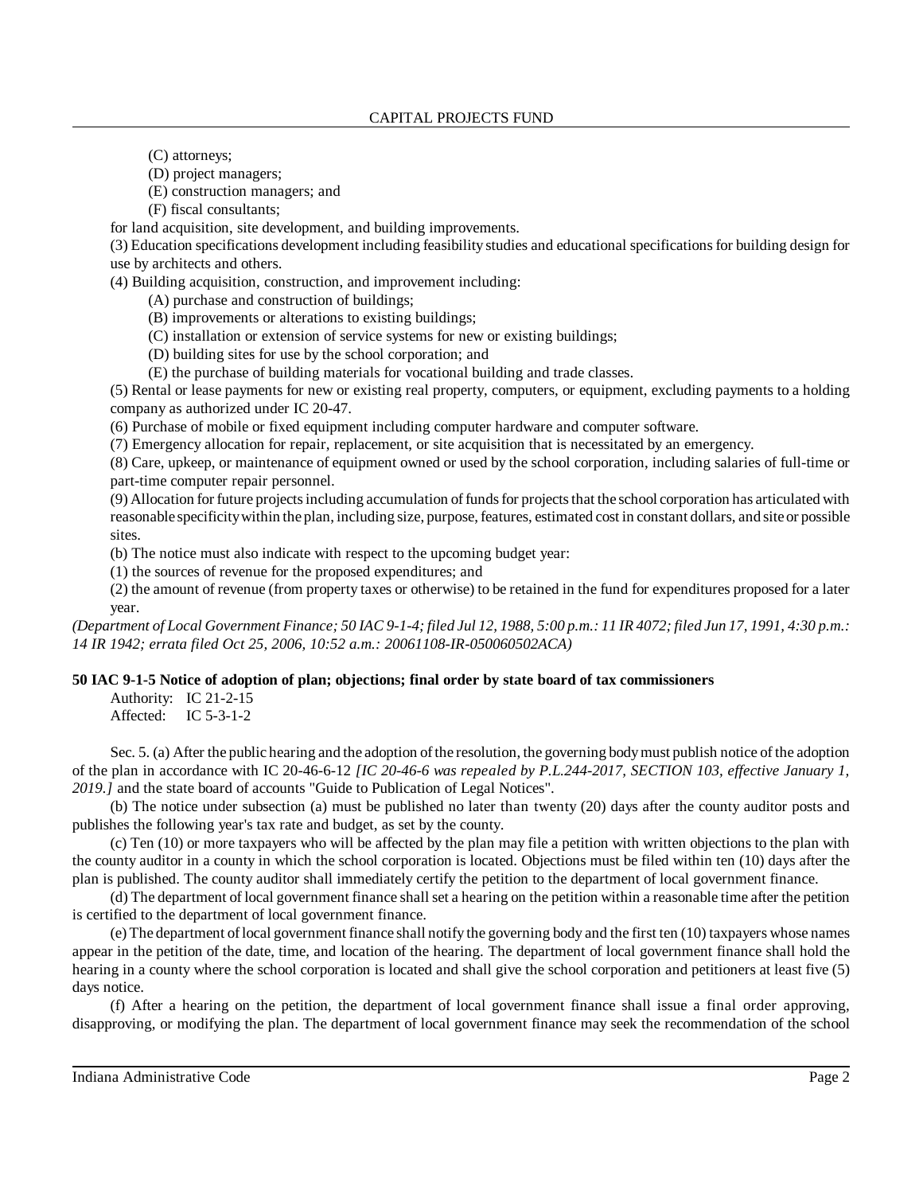(C) attorneys;

(D) project managers;

(E) construction managers; and

(F) fiscal consultants;

for land acquisition, site development, and building improvements.

(3) Education specifications development including feasibility studies and educational specifications for building design for use by architects and others.

(4) Building acquisition, construction, and improvement including:

(A) purchase and construction of buildings;

(B) improvements or alterations to existing buildings;

(C) installation or extension of service systems for new or existing buildings;

(D) building sites for use by the school corporation; and

(E) the purchase of building materials for vocational building and trade classes.

(5) Rental or lease payments for new or existing real property, computers, or equipment, excluding payments to a holding company as authorized under IC 20-47.

(6) Purchase of mobile or fixed equipment including computer hardware and computer software.

(7) Emergency allocation for repair, replacement, or site acquisition that is necessitated by an emergency.

(8) Care, upkeep, or maintenance of equipment owned or used by the school corporation, including salaries of full-time or part-time computer repair personnel.

(9) Allocation for future projects including accumulation of funds for projects that the school corporation has articulated with reasonable specificity within the plan, including size, purpose, features, estimated cost in constant dollars, and site or possible sites.

(b) The notice must also indicate with respect to the upcoming budget year:

(1) the sources of revenue for the proposed expenditures; and

(2) the amount of revenue (from property taxes or otherwise) to be retained in the fund for expenditures proposed for a later year.

*(Department of Local Government Finance; 50 IAC 9-1-4; filed Jul 12, 1988, 5:00 p.m.: 11 IR 4072; filed Jun 17, 1991, 4:30 p.m.: 14 IR 1942; errata filed Oct 25, 2006, 10:52 a.m.: 20061108-IR-050060502ACA)*

**50 IAC 9-1-5 Notice of adoption of plan; objections; final order by state board of tax commissioners**

Authority: IC 21-2-15
Affected: IC 5-3-1-2

Sec. 5. (a) After the public hearing and the adoption of the resolution, the governing body must publish notice of the adoption of the plan in accordance with IC 20-46-6-12 *[IC 20-46-6 was repealed by P.L.244-2017, SECTION 103, effective January 1, 2019.]* and the state board of accounts "Guide to Publication of Legal Notices".

(b) The notice under subsection (a) must be published no later than twenty (20) days after the county auditor posts and publishes the following year's tax rate and budget, as set by the county.

(c) Ten (10) or more taxpayers who will be affected by the plan may file a petition with written objections to the plan with the county auditor in a county in which the school corporation is located. Objections must be filed within ten (10) days after the plan is published. The county auditor shall immediately certify the petition to the department of local government finance.

(d) The department of local government finance shall set a hearing on the petition within a reasonable time after the petition is certified to the department of local government finance.

(e) The department of local government finance shall notify the governing body and the first ten (10) taxpayers whose names appear in the petition of the date, time, and location of the hearing. The department of local government finance shall hold the hearing in a county where the school corporation is located and shall give the school corporation and petitioners at least five (5) days notice.

(f) After a hearing on the petition, the department of local government finance shall issue a final order approving, disapproving, or modifying the plan. The department of local government finance may seek the recommendation of the school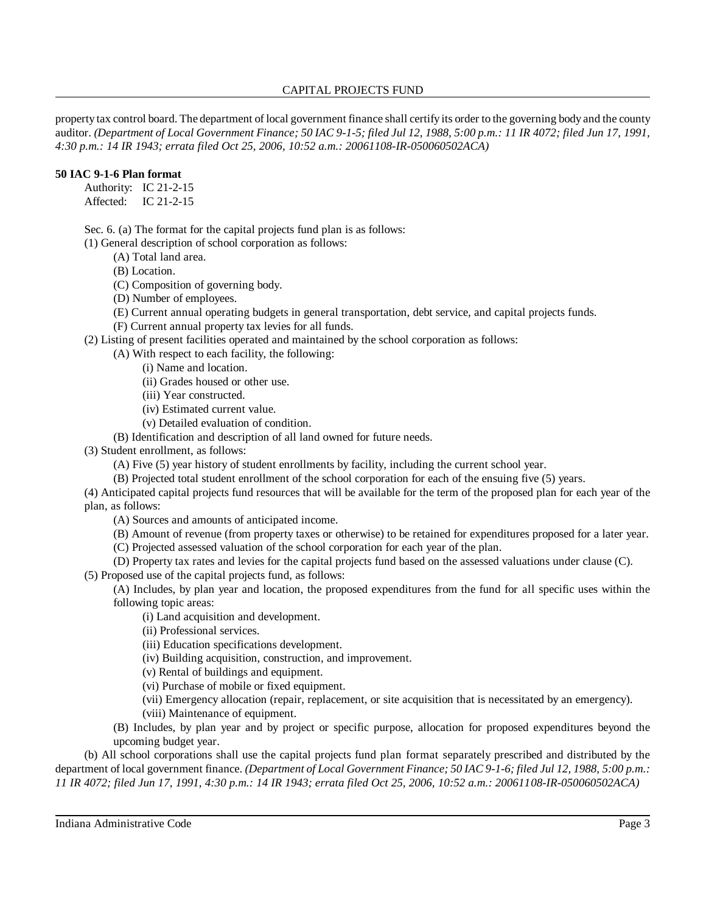property tax control board. The department of local government finance shall certify its order to the governing body and the county auditor. *(Department of Local Government Finance; 50 IAC 9-1-5; filed Jul 12, 1988, 5:00 p.m.: 11 IR 4072; filed Jun 17, 1991, 4:30 p.m.: 14 IR 1943; errata filed Oct 25, 2006, 10:52 a.m.: 20061108-IR-050060502ACA)*

**50 IAC 9-1-6 Plan format**

Authority: IC 21-2-15
Affected: IC 21-2-15

Sec. 6. (a) The format for the capital projects fund plan is as follows:

(1) General description of school corporation as follows:

- (A) Total land area.
- (B) Location.
- (C) Composition of governing body.
- (D) Number of employees.
- (E) Current annual operating budgets in general transportation, debt service, and capital projects funds.
- (F) Current annual property tax levies for all funds.

(2) Listing of present facilities operated and maintained by the school corporation as follows:

- (A) With respect to each facility, the following:
  - (i) Name and location.
  - (ii) Grades housed or other use.
  - (iii) Year constructed.
  - (iv) Estimated current value.
  - (v) Detailed evaluation of condition.
- (B) Identification and description of all land owned for future needs.

(3) Student enrollment, as follows:

- (A) Five (5) year history of student enrollments by facility, including the current school year.
- (B) Projected total student enrollment of the school corporation for each of the ensuing five (5) years.

(4) Anticipated capital projects fund resources that will be available for the term of the proposed plan for each year of the plan, as follows:

- (A) Sources and amounts of anticipated income.
- (B) Amount of revenue (from property taxes or otherwise) to be retained for expenditures proposed for a later year.
- (C) Projected assessed valuation of the school corporation for each year of the plan.
- (D) Property tax rates and levies for the capital projects fund based on the assessed valuations under clause (C).

(5) Proposed use of the capital projects fund, as follows:

- (A) Includes, by plan year and location, the proposed expenditures from the fund for all specific uses within the following topic areas:
  - (i) Land acquisition and development.
  - (ii) Professional services.
  - (iii) Education specifications development.
  - (iv) Building acquisition, construction, and improvement.
  - (v) Rental of buildings and equipment.
  - (vi) Purchase of mobile or fixed equipment.
  - (vii) Emergency allocation (repair, replacement, or site acquisition that is necessitated by an emergency).
  - (viii) Maintenance of equipment.
- (B) Includes, by plan year and by project or specific purpose, allocation for proposed expenditures beyond the upcoming budget year.

(b) All school corporations shall use the capital projects fund plan format separately prescribed and distributed by the department of local government finance. *(Department of Local Government Finance; 50 IAC 9-1-6; filed Jul 12, 1988, 5:00 p.m.: 11 IR 4072; filed Jun 17, 1991, 4:30 p.m.: 14 IR 1943; errata filed Oct 25, 2006, 10:52 a.m.: 20061108-IR-050060502ACA)*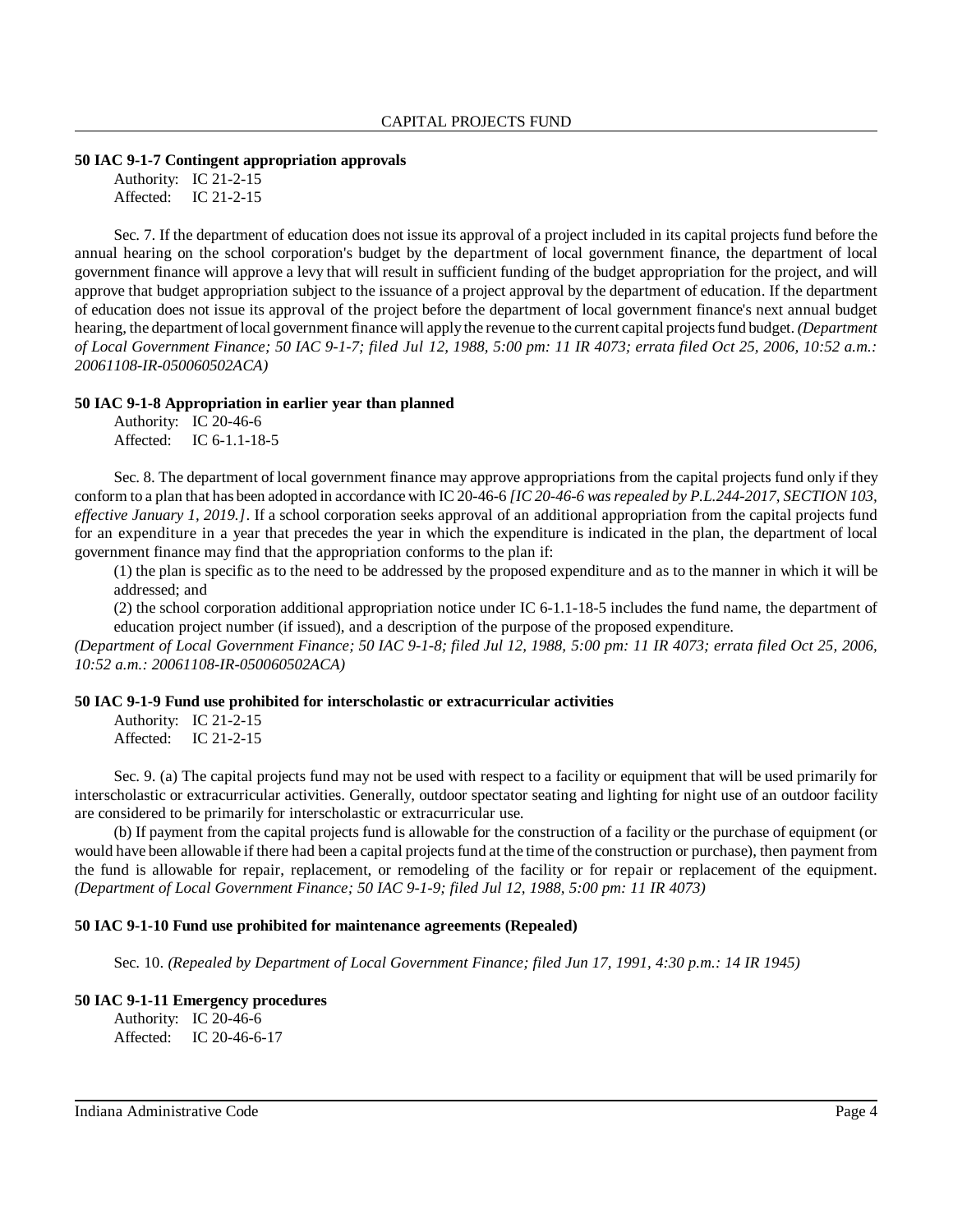**50 IAC 9-1-7 Contingent appropriation approvals**

Authority: IC 21-2-15
Affected: IC 21-2-15

Sec. 7. If the department of education does not issue its approval of a project included in its capital projects fund before the annual hearing on the school corporation's budget by the department of local government finance, the department of local government finance will approve a levy that will result in sufficient funding of the budget appropriation for the project, and will approve that budget appropriation subject to the issuance of a project approval by the department of education. If the department of education does not issue its approval of the project before the department of local government finance's next annual budget hearing, the department of local government finance will apply the revenue to the current capital projects fund budget. *(Department of Local Government Finance; 50 IAC 9-1-7; filed Jul 12, 1988, 5:00 pm: 11 IR 4073; errata filed Oct 25, 2006, 10:52 a.m.: 20061108-IR-050060502ACA)*

**50 IAC 9-1-8 Appropriation in earlier year than planned**

Authority: IC 20-46-6
Affected: IC 6-1.1-18-5

Sec. 8. The department of local government finance may approve appropriations from the capital projects fund only if they conform to a plan that has been adopted in accordance with IC 20-46-6 *[IC 20-46-6 was repealed by P.L.244-2017, SECTION 103, effective January 1, 2019.]*. If a school corporation seeks approval of an additional appropriation from the capital projects fund for an expenditure in a year that precedes the year in which the expenditure is indicated in the plan, the department of local government finance may find that the appropriation conforms to the plan if:

(1) the plan is specific as to the need to be addressed by the proposed expenditure and as to the manner in which it will be addressed; and

(2) the school corporation additional appropriation notice under IC 6-1.1-18-5 includes the fund name, the department of education project number (if issued), and a description of the purpose of the proposed expenditure.

*(Department of Local Government Finance; 50 IAC 9-1-8; filed Jul 12, 1988, 5:00 pm: 11 IR 4073; errata filed Oct 25, 2006, 10:52 a.m.: 20061108-IR-050060502ACA)*

**50 IAC 9-1-9 Fund use prohibited for interscholastic or extracurricular activities**

Authority: IC 21-2-15
Affected: IC 21-2-15

Sec. 9. (a) The capital projects fund may not be used with respect to a facility or equipment that will be used primarily for interscholastic or extracurricular activities. Generally, outdoor spectator seating and lighting for night use of an outdoor facility are considered to be primarily for interscholastic or extracurricular use.

(b) If payment from the capital projects fund is allowable for the construction of a facility or the purchase of equipment (or would have been allowable if there had been a capital projects fund at the time of the construction or purchase), then payment from the fund is allowable for repair, replacement, or remodeling of the facility or for repair or replacement of the equipment. *(Department of Local Government Finance; 50 IAC 9-1-9; filed Jul 12, 1988, 5:00 pm: 11 IR 4073)*

**50 IAC 9-1-10 Fund use prohibited for maintenance agreements (Repealed)**

Sec. 10. *(Repealed by Department of Local Government Finance; filed Jun 17, 1991, 4:30 p.m.: 14 IR 1945)*

**50 IAC 9-1-11 Emergency procedures**

Authority: IC 20-46-6
Affected: IC 20-46-6-17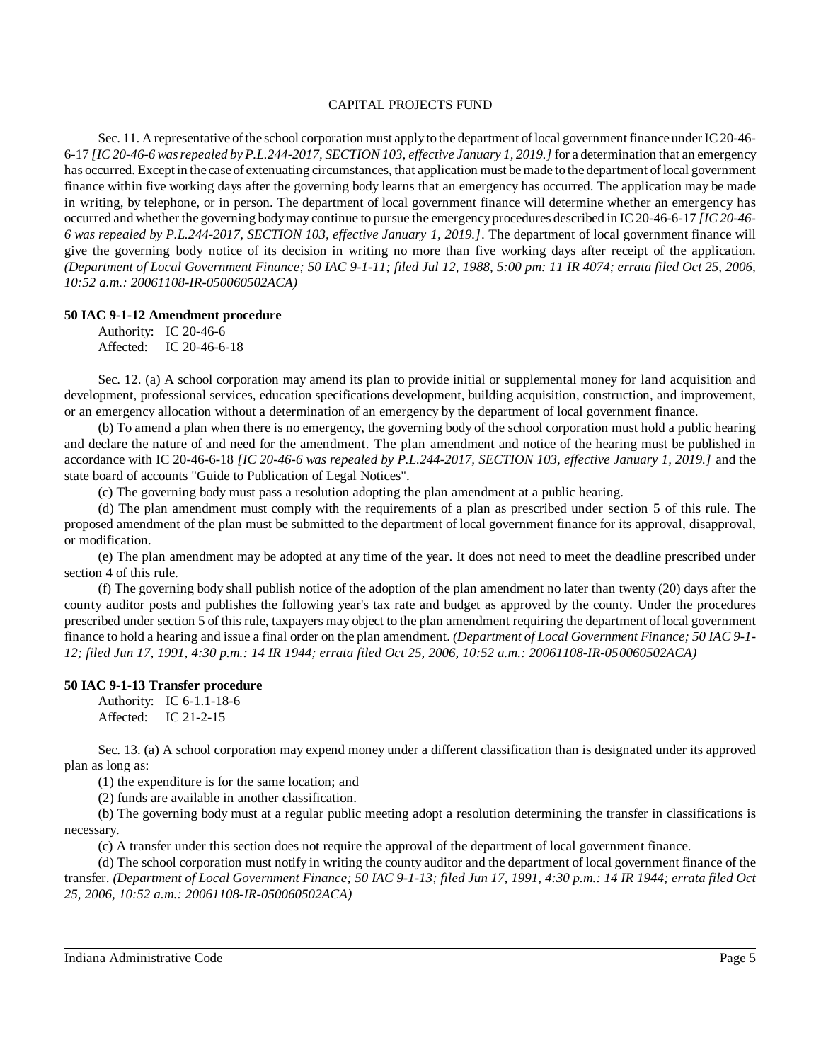Sec. 11. A representative of the school corporation must apply to the department of local government finance under IC 20-46-6-17 *[IC 20-46-6 was repealed by P.L.244-2017, SECTION 103, effective January 1, 2019.]* for a determination that an emergency has occurred. Except in the case of extenuating circumstances, that application must be made to the department of local government finance within five working days after the governing body learns that an emergency has occurred. The application may be made in writing, by telephone, or in person. The department of local government finance will determine whether an emergency has occurred and whether the governing body may continue to pursue the emergency procedures described in IC 20-46-6-17 *[IC 20-46-6 was repealed by P.L.244-2017, SECTION 103, effective January 1, 2019.]*. The department of local government finance will give the governing body notice of its decision in writing no more than five working days after receipt of the application. *(Department of Local Government Finance; 50 IAC 9-1-11; filed Jul 12, 1988, 5:00 pm: 11 IR 4074; errata filed Oct 25, 2006, 10:52 a.m.: 20061108-IR-050060502ACA)*

**50 IAC 9-1-12 Amendment procedure**

Authority: IC 20-46-6
Affected: IC 20-46-6-18

Sec. 12. (a) A school corporation may amend its plan to provide initial or supplemental money for land acquisition and development, professional services, education specifications development, building acquisition, construction, and improvement, or an emergency allocation without a determination of an emergency by the department of local government finance.

(b) To amend a plan when there is no emergency, the governing body of the school corporation must hold a public hearing and declare the nature of and need for the amendment. The plan amendment and notice of the hearing must be published in accordance with IC 20-46-6-18 *[IC 20-46-6 was repealed by P.L.244-2017, SECTION 103, effective January 1, 2019.]* and the state board of accounts "Guide to Publication of Legal Notices".

(c) The governing body must pass a resolution adopting the plan amendment at a public hearing.

(d) The plan amendment must comply with the requirements of a plan as prescribed under section 5 of this rule. The proposed amendment of the plan must be submitted to the department of local government finance for its approval, disapproval, or modification.

(e) The plan amendment may be adopted at any time of the year. It does not need to meet the deadline prescribed under section 4 of this rule.

(f) The governing body shall publish notice of the adoption of the plan amendment no later than twenty (20) days after the county auditor posts and publishes the following year's tax rate and budget as approved by the county. Under the procedures prescribed under section 5 of this rule, taxpayers may object to the plan amendment requiring the department of local government finance to hold a hearing and issue a final order on the plan amendment. *(Department of Local Government Finance; 50 IAC 9-1-12; filed Jun 17, 1991, 4:30 p.m.: 14 IR 1944; errata filed Oct 25, 2006, 10:52 a.m.: 20061108-IR-050060502ACA)*

**50 IAC 9-1-13 Transfer procedure**

Authority: IC 6-1.1-18-6
Affected: IC 21-2-15

Sec. 13. (a) A school corporation may expend money under a different classification than is designated under its approved plan as long as:

(1) the expenditure is for the same location; and

(2) funds are available in another classification.

(b) The governing body must at a regular public meeting adopt a resolution determining the transfer in classifications is necessary.

(c) A transfer under this section does not require the approval of the department of local government finance.

(d) The school corporation must notify in writing the county auditor and the department of local government finance of the transfer. *(Department of Local Government Finance; 50 IAC 9-1-13; filed Jun 17, 1991, 4:30 p.m.: 14 IR 1944; errata filed Oct 25, 2006, 10:52 a.m.: 20061108-IR-050060502ACA)*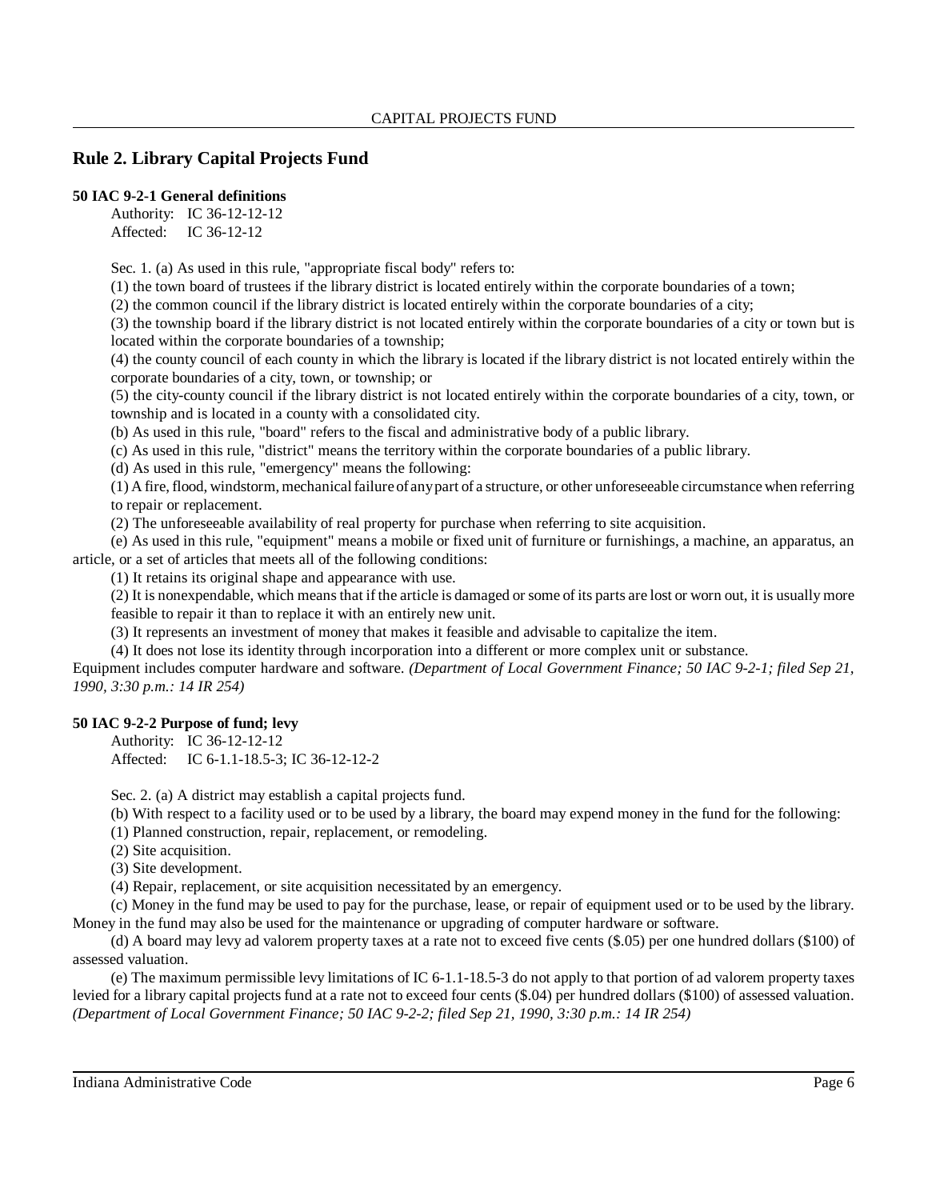## Rule 2. Library Capital Projects Fund

**50 IAC 9-2-1 General definitions**

Authority: IC 36-12-12-12
Affected: IC 36-12-12

Sec. 1. (a) As used in this rule, "appropriate fiscal body" refers to:

(1) the town board of trustees if the library district is located entirely within the corporate boundaries of a town;

(2) the common council if the library district is located entirely within the corporate boundaries of a city;

(3) the township board if the library district is not located entirely within the corporate boundaries of a city or town but is located within the corporate boundaries of a township;

(4) the county council of each county in which the library is located if the library district is not located entirely within the corporate boundaries of a city, town, or township; or

(5) the city-county council if the library district is not located entirely within the corporate boundaries of a city, town, or township and is located in a county with a consolidated city.

(b) As used in this rule, "board" refers to the fiscal and administrative body of a public library.

(c) As used in this rule, "district" means the territory within the corporate boundaries of a public library.

(d) As used in this rule, "emergency" means the following:

(1) A fire, flood, windstorm, mechanical failure of any part of a structure, or other unforeseeable circumstance when referring to repair or replacement.

(2) The unforeseeable availability of real property for purchase when referring to site acquisition.

(e) As used in this rule, "equipment" means a mobile or fixed unit of furniture or furnishings, a machine, an apparatus, an article, or a set of articles that meets all of the following conditions:

(1) It retains its original shape and appearance with use.

(2) It is nonexpendable, which means that if the article is damaged or some of its parts are lost or worn out, it is usually more feasible to repair it than to replace it with an entirely new unit.

(3) It represents an investment of money that makes it feasible and advisable to capitalize the item.

(4) It does not lose its identity through incorporation into a different or more complex unit or substance.

Equipment includes computer hardware and software. *(Department of Local Government Finance; 50 IAC 9-2-1; filed Sep 21, 1990, 3:30 p.m.: 14 IR 254)*

**50 IAC 9-2-2 Purpose of fund; levy**

Authority: IC 36-12-12-12
Affected: IC 6-1.1-18.5-3; IC 36-12-12-2

Sec. 2. (a) A district may establish a capital projects fund.

(b) With respect to a facility used or to be used by a library, the board may expend money in the fund for the following:

(1) Planned construction, repair, replacement, or remodeling.

(2) Site acquisition.

(3) Site development.

(4) Repair, replacement, or site acquisition necessitated by an emergency.

(c) Money in the fund may be used to pay for the purchase, lease, or repair of equipment used or to be used by the library. Money in the fund may also be used for the maintenance or upgrading of computer hardware or software.

(d) A board may levy ad valorem property taxes at a rate not to exceed five cents ($.05) per one hundred dollars ($100) of assessed valuation.

(e) The maximum permissible levy limitations of IC 6-1.1-18.5-3 do not apply to that portion of ad valorem property taxes levied for a library capital projects fund at a rate not to exceed four cents ($.04) per hundred dollars ($100) of assessed valuation. *(Department of Local Government Finance; 50 IAC 9-2-2; filed Sep 21, 1990, 3:30 p.m.: 14 IR 254)*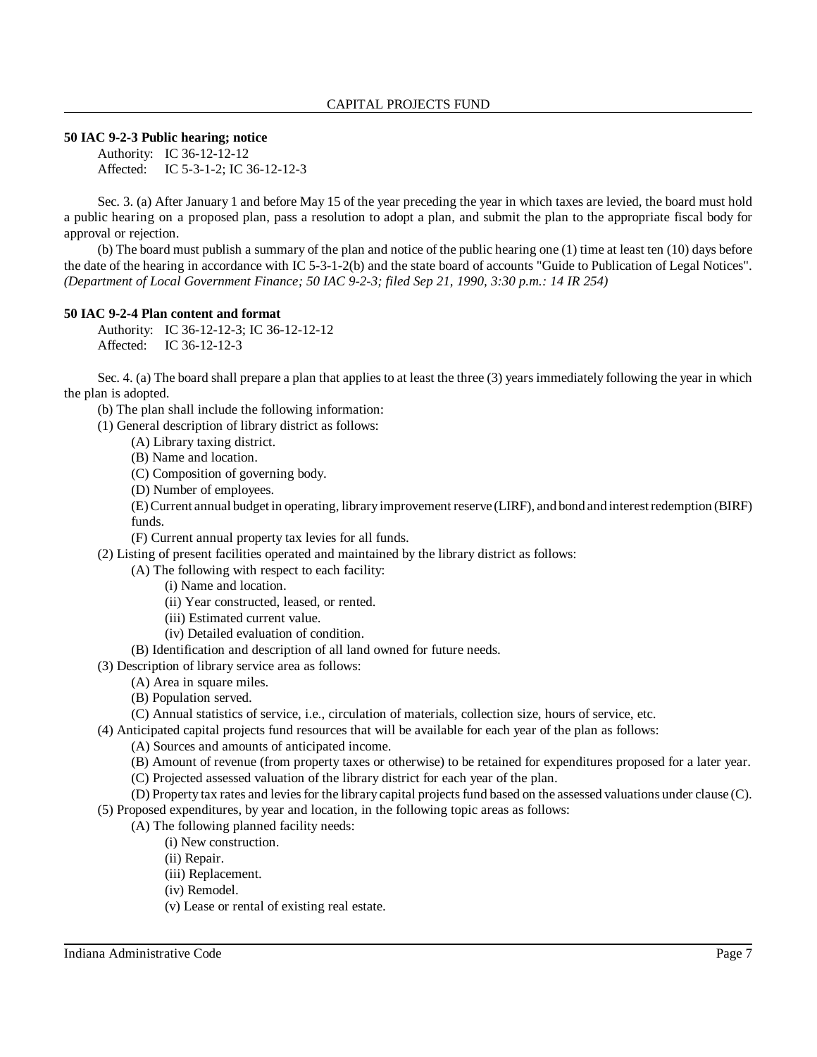### 50 IAC 9-2-3 Public hearing; notice

Authority: IC 36-12-12-12
Affected: IC 5-3-1-2; IC 36-12-12-3

Sec. 3. (a) After January 1 and before May 15 of the year preceding the year in which taxes are levied, the board must hold a public hearing on a proposed plan, pass a resolution to adopt a plan, and submit the plan to the appropriate fiscal body for approval or rejection.

(b) The board must publish a summary of the plan and notice of the public hearing one (1) time at least ten (10) days before the date of the hearing in accordance with IC 5-3-1-2(b) and the state board of accounts "Guide to Publication of Legal Notices". *(Department of Local Government Finance; 50 IAC 9-2-3; filed Sep 21, 1990, 3:30 p.m.: 14 IR 254)*

### 50 IAC 9-2-4 Plan content and format

Authority: IC 36-12-12-3; IC 36-12-12-12
Affected: IC 36-12-12-3

Sec. 4. (a) The board shall prepare a plan that applies to at least the three (3) years immediately following the year in which the plan is adopted.

(b) The plan shall include the following information:

(1) General description of library district as follows:

- (A) Library taxing district.
- (B) Name and location.
- (C) Composition of governing body.
- (D) Number of employees.
- (E) Current annual budget in operating, library improvement reserve (LIRF), and bond and interest redemption (BIRF) funds.
- (F) Current annual property tax levies for all funds.

(2) Listing of present facilities operated and maintained by the library district as follows:

- (A) The following with respect to each facility:
  - (i) Name and location.
  - (ii) Year constructed, leased, or rented.
  - (iii) Estimated current value.
  - (iv) Detailed evaluation of condition.
- (B) Identification and description of all land owned for future needs.

(3) Description of library service area as follows:

- (A) Area in square miles.
- (B) Population served.
- (C) Annual statistics of service, i.e., circulation of materials, collection size, hours of service, etc.

(4) Anticipated capital projects fund resources that will be available for each year of the plan as follows:

- (A) Sources and amounts of anticipated income.
- (B) Amount of revenue (from property taxes or otherwise) to be retained for expenditures proposed for a later year.
- (C) Projected assessed valuation of the library district for each year of the plan.
- (D) Property tax rates and levies for the library capital projects fund based on the assessed valuations under clause (C).

(5) Proposed expenditures, by year and location, in the following topic areas as follows:

- (A) The following planned facility needs:
  - (i) New construction.
  - (ii) Repair.
  - (iii) Replacement.
  - (iv) Remodel.
  - (v) Lease or rental of existing real estate.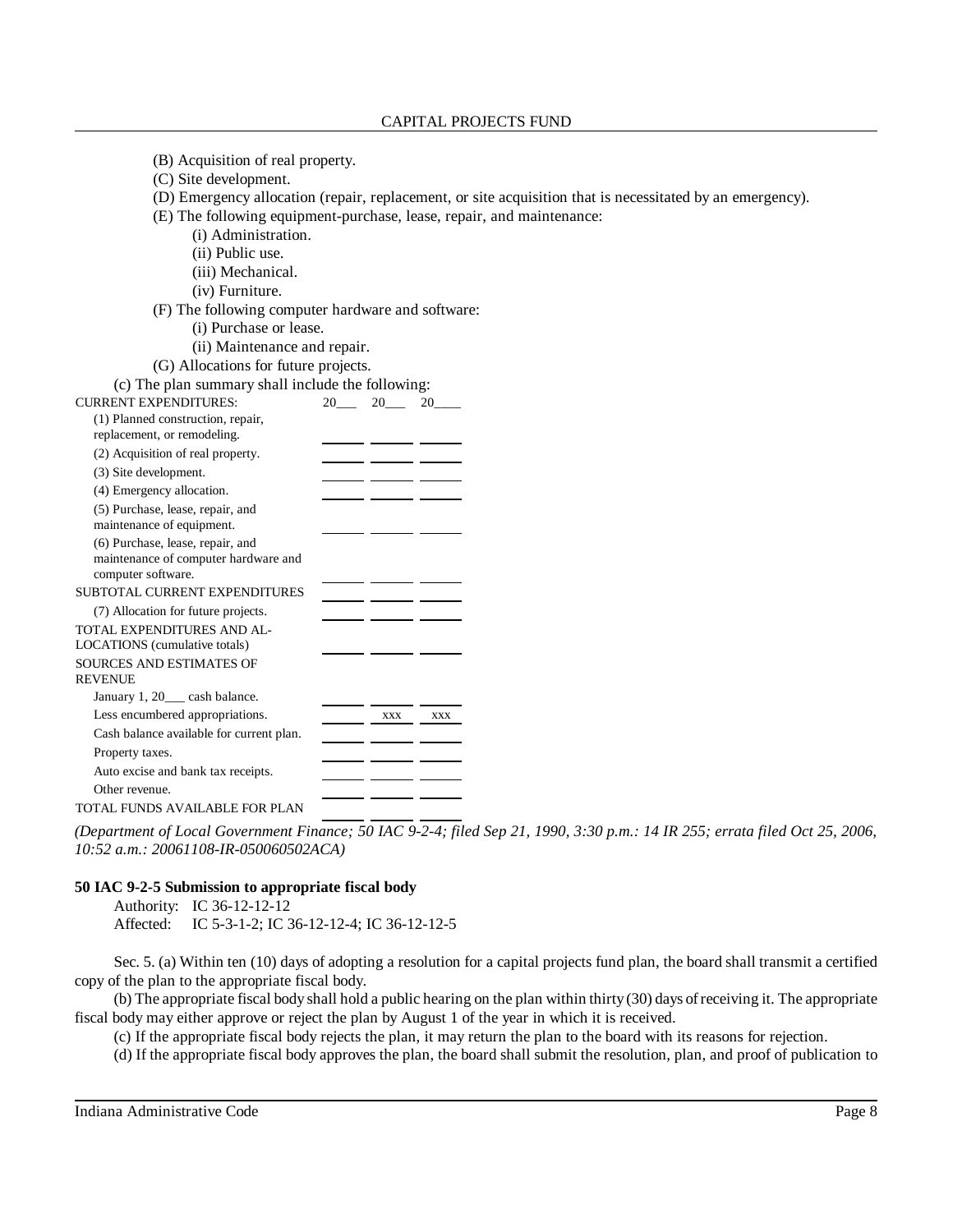(B) Acquisition of real property.

(C) Site development.

(D) Emergency allocation (repair, replacement, or site acquisition that is necessitated by an emergency).

(E) The following equipment-purchase, lease, repair, and maintenance:

(i) Administration.

(ii) Public use.

(iii) Mechanical.

(iv) Furniture.

(F) The following computer hardware and software:

(i) Purchase or lease.

(ii) Maintenance and repair.

(G) Allocations for future projects.

(c) The plan summary shall include the following:

| CURRENT EXPENDITURES: | 20___ | 20___ | 20____ |
|---|---|---|---|
| (1) Planned construction, repair, replacement, or remodeling. | ______ | ______ | ______ |
| (2) Acquisition of real property. | ______ | ______ | ______ |
| (3) Site development. | ______ | ______ | ______ |
| (4) Emergency allocation. | ______ | ______ | ______ |
| (5) Purchase, lease, repair, and maintenance of equipment. | ______ | ______ | ______ |
| (6) Purchase, lease, repair, and maintenance of computer hardware and computer software. | ______ | ______ | ______ |
| SUBTOTAL CURRENT EXPENDITURES | ______ | ______ | ______ |
| (7) Allocation for future projects. | ______ | ______ | ______ |
| TOTAL EXPENDITURES AND ALLOCATIONS (cumulative totals) | ______ | ______ | ______ |
| SOURCES AND ESTIMATES OF REVENUE | | | |
| January 1, 20___ cash balance. | ______ | ______ | ______ |
| Less encumbered appropriations. | ______ | xxx | xxx |
| Cash balance available for current plan. | ______ | ______ | ______ |
| Property taxes. | ______ | ______ | ______ |
| Auto excise and bank tax receipts. | ______ | ______ | ______ |
| Other revenue. | ______ | ______ | ______ |
| TOTAL FUNDS AVAILABLE FOR PLAN | ______ | ______ | ______ |

*(Department of Local Government Finance; 50 IAC 9-2-4; filed Sep 21, 1990, 3:30 p.m.: 14 IR 255; errata filed Oct 25, 2006, 10:52 a.m.: 20061108-IR-050060502ACA)*

**50 IAC 9-2-5 Submission to appropriate fiscal body**

Authority: IC 36-12-12-12
Affected: IC 5-3-1-2; IC 36-12-12-4; IC 36-12-12-5

Sec. 5. (a) Within ten (10) days of adopting a resolution for a capital projects fund plan, the board shall transmit a certified copy of the plan to the appropriate fiscal body.

(b) The appropriate fiscal body shall hold a public hearing on the plan within thirty (30) days of receiving it. The appropriate fiscal body may either approve or reject the plan by August 1 of the year in which it is received.

(c) If the appropriate fiscal body rejects the plan, it may return the plan to the board with its reasons for rejection.

(d) If the appropriate fiscal body approves the plan, the board shall submit the resolution, plan, and proof of publication to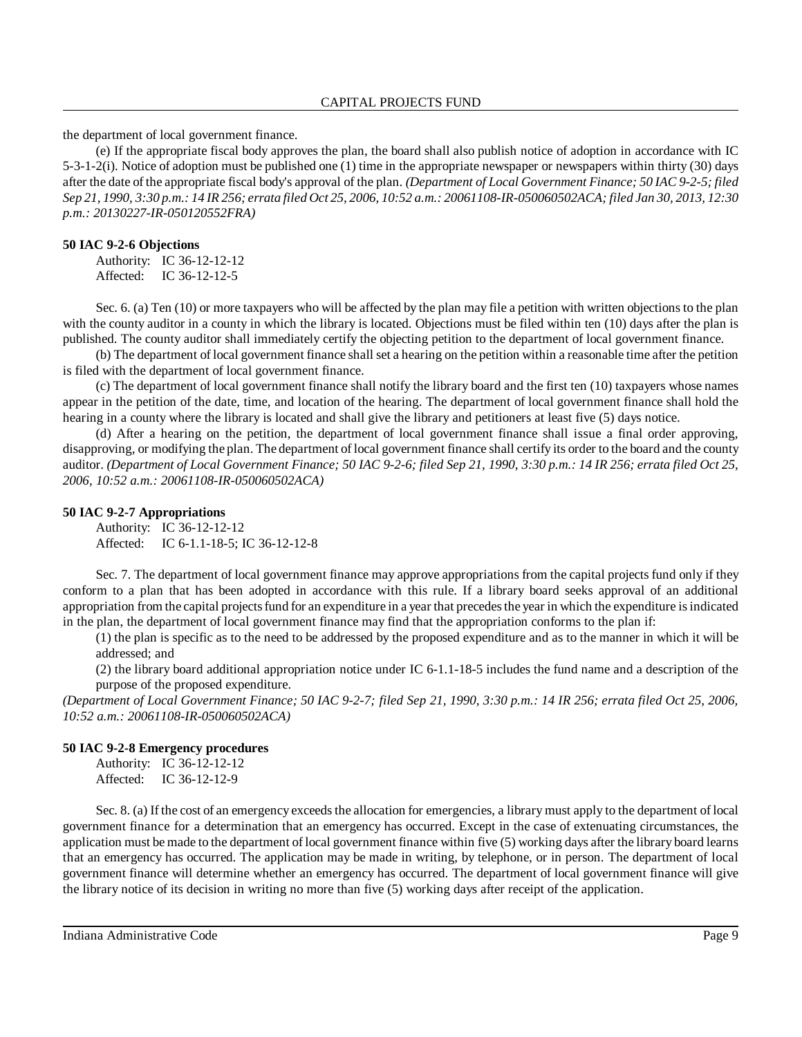the department of local government finance.

(e) If the appropriate fiscal body approves the plan, the board shall also publish notice of adoption in accordance with IC 5-3-1-2(i). Notice of adoption must be published one (1) time in the appropriate newspaper or newspapers within thirty (30) days after the date of the appropriate fiscal body's approval of the plan. *(Department of Local Government Finance; 50 IAC 9-2-5; filed Sep 21, 1990, 3:30 p.m.: 14 IR 256; errata filed Oct 25, 2006, 10:52 a.m.: 20061108-IR-050060502ACA; filed Jan 30, 2013, 12:30 p.m.: 20130227-IR-050120552FRA)*

**50 IAC 9-2-6 Objections**

Authority: IC 36-12-12-12
Affected: IC 36-12-12-5

Sec. 6. (a) Ten (10) or more taxpayers who will be affected by the plan may file a petition with written objections to the plan with the county auditor in a county in which the library is located. Objections must be filed within ten (10) days after the plan is published. The county auditor shall immediately certify the objecting petition to the department of local government finance.

(b) The department of local government finance shall set a hearing on the petition within a reasonable time after the petition is filed with the department of local government finance.

(c) The department of local government finance shall notify the library board and the first ten (10) taxpayers whose names appear in the petition of the date, time, and location of the hearing. The department of local government finance shall hold the hearing in a county where the library is located and shall give the library and petitioners at least five (5) days notice.

(d) After a hearing on the petition, the department of local government finance shall issue a final order approving, disapproving, or modifying the plan. The department of local government finance shall certify its order to the board and the county auditor. *(Department of Local Government Finance; 50 IAC 9-2-6; filed Sep 21, 1990, 3:30 p.m.: 14 IR 256; errata filed Oct 25, 2006, 10:52 a.m.: 20061108-IR-050060502ACA)*

**50 IAC 9-2-7 Appropriations**

Authority: IC 36-12-12-12
Affected: IC 6-1.1-18-5; IC 36-12-12-8

Sec. 7. The department of local government finance may approve appropriations from the capital projects fund only if they conform to a plan that has been adopted in accordance with this rule. If a library board seeks approval of an additional appropriation from the capital projects fund for an expenditure in a year that precedes the year in which the expenditure is indicated in the plan, the department of local government finance may find that the appropriation conforms to the plan if:

(1) the plan is specific as to the need to be addressed by the proposed expenditure and as to the manner in which it will be addressed; and

(2) the library board additional appropriation notice under IC 6-1.1-18-5 includes the fund name and a description of the purpose of the proposed expenditure.

*(Department of Local Government Finance; 50 IAC 9-2-7; filed Sep 21, 1990, 3:30 p.m.: 14 IR 256; errata filed Oct 25, 2006, 10:52 a.m.: 20061108-IR-050060502ACA)*

**50 IAC 9-2-8 Emergency procedures**

Authority: IC 36-12-12-12
Affected: IC 36-12-12-9

Sec. 8. (a) If the cost of an emergency exceeds the allocation for emergencies, a library must apply to the department of local government finance for a determination that an emergency has occurred. Except in the case of extenuating circumstances, the application must be made to the department of local government finance within five (5) working days after the library board learns that an emergency has occurred. The application may be made in writing, by telephone, or in person. The department of local government finance will determine whether an emergency has occurred. The department of local government finance will give the library notice of its decision in writing no more than five (5) working days after receipt of the application.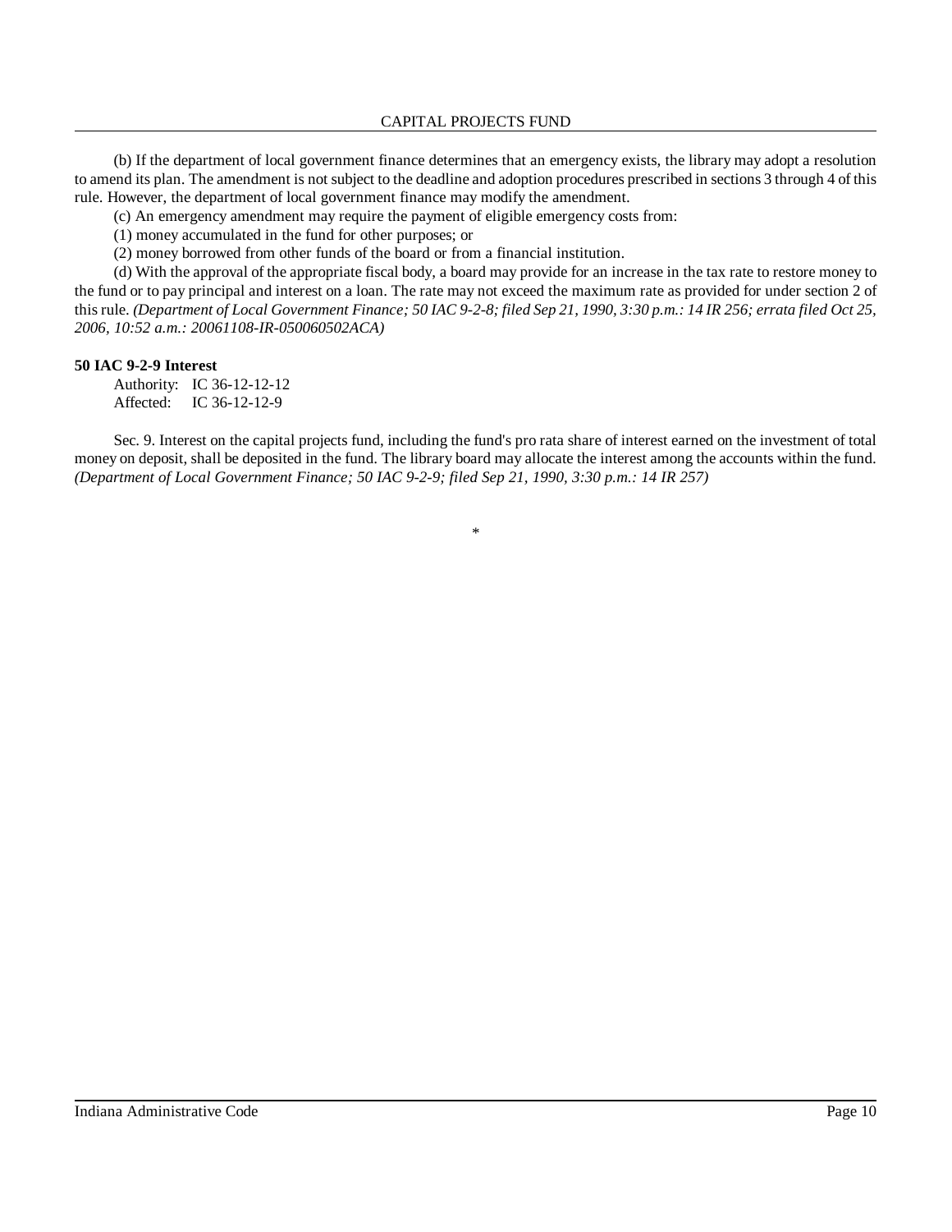(b) If the department of local government finance determines that an emergency exists, the library may adopt a resolution to amend its plan. The amendment is not subject to the deadline and adoption procedures prescribed in sections 3 through 4 of this rule. However, the department of local government finance may modify the amendment.

(c) An emergency amendment may require the payment of eligible emergency costs from:

(1) money accumulated in the fund for other purposes; or

(2) money borrowed from other funds of the board or from a financial institution.

(d) With the approval of the appropriate fiscal body, a board may provide for an increase in the tax rate to restore money to the fund or to pay principal and interest on a loan. The rate may not exceed the maximum rate as provided for under section 2 of this rule. *(Department of Local Government Finance; 50 IAC 9-2-8; filed Sep 21, 1990, 3:30 p.m.: 14 IR 256; errata filed Oct 25, 2006, 10:52 a.m.: 20061108-IR-050060502ACA)*

**50 IAC 9-2-9 Interest**

Authority: IC 36-12-12-12
Affected: IC 36-12-12-9

Sec. 9. Interest on the capital projects fund, including the fund's pro rata share of interest earned on the investment of total money on deposit, shall be deposited in the fund. The library board may allocate the interest among the accounts within the fund. *(Department of Local Government Finance; 50 IAC 9-2-9; filed Sep 21, 1990, 3:30 p.m.: 14 IR 257)*

*